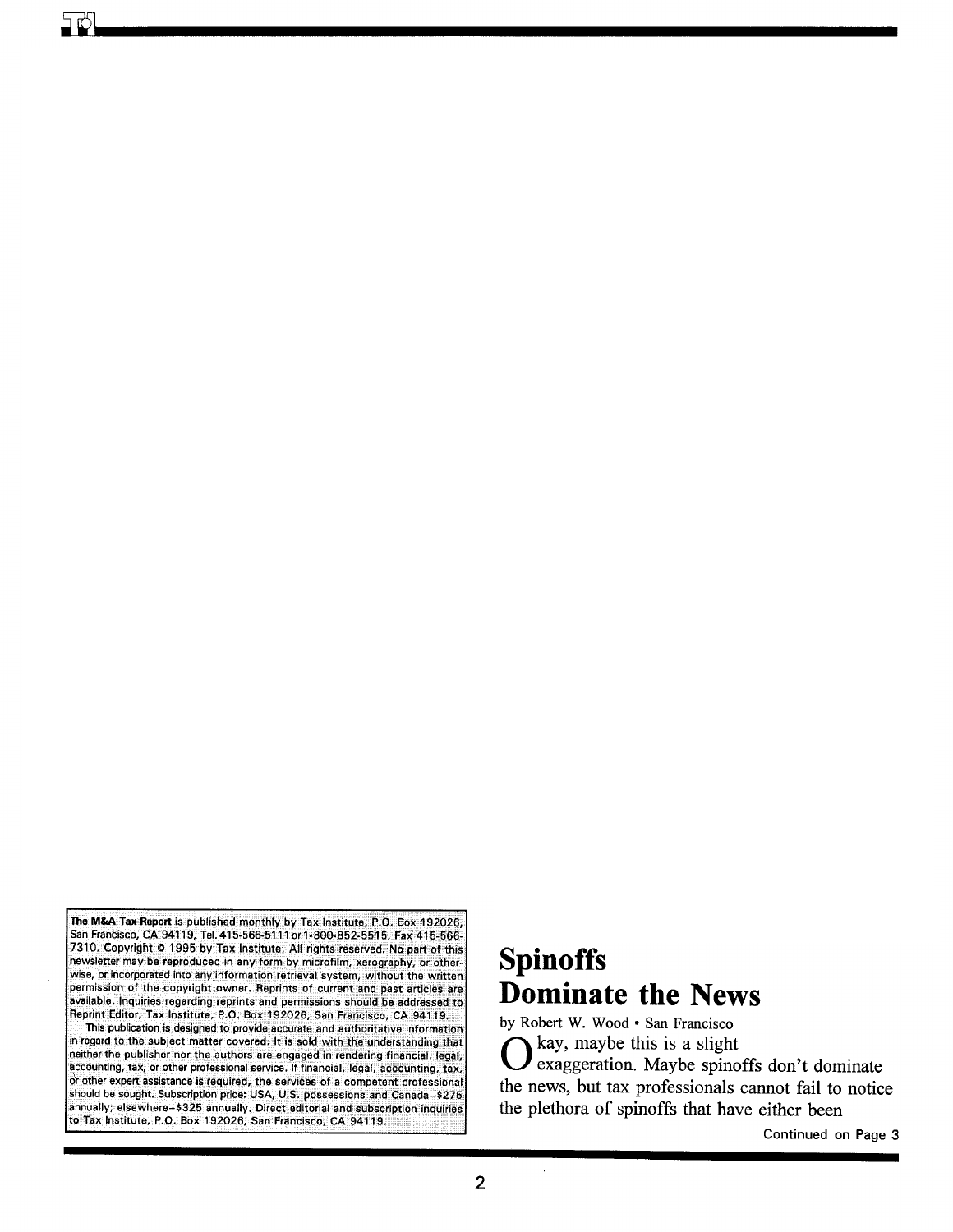**The M&A Tax Report** is published monthly by Tax Institute, P.O. Box 192026, San Francisco, CA 94119, Tel. 415-566-5111 or 1-800-852-5515, Fax 415-566-7310. Copyright © 1995 by Tax Institute. All rights reserved. No part of this newsletter may be reproduced in any form by microfilm, xerography, or otherwise, or incorporated into any information retrieval system, without the written permission of the copyright owner. Reprints of current and past articles are available. Inquiries regarding reprints and permissions should be addressed to Reprint Editor, Tax Institute, P.O. Box 192026, San Francisco, CA 94119.

This publication is designed to provide accurate and authoritative information in regard to the subject matter covered. It is sold with the understanding that neither the publisher nor the authors are engaged in rendering financial, legal, accounting, tax, or other professional service. If financial, legal, accounting, tax, or other expert assistance is required, the services of a competent professional should be sought. Subscription price: USA, U.S. possessions and Canada–$275 annually; elsewhere–$325 annually. Direct editorial and subscription inquiries to Tax Institute, P.O. Box 192026, San Francisco, CA 94119.

# Spinoffs Dominate the News

by Robert W. Wood • San Francisco

Okay, maybe this is a slight exaggeration. Maybe spinoffs don't dominate the news, but tax professionals cannot fail to notice the plethora of spinoffs that have either been

Continued on Page 3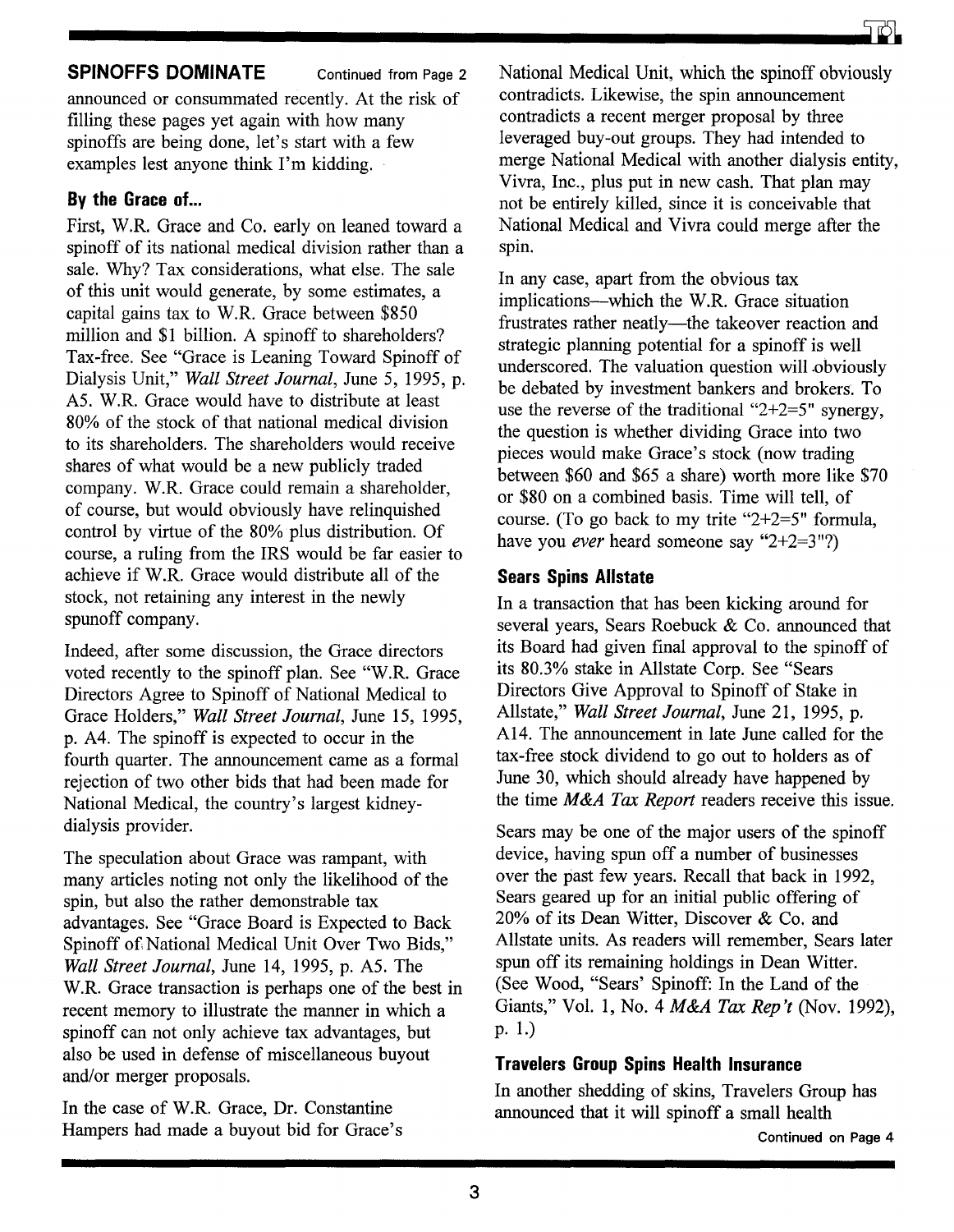## SPINOFFS DOMINATE

Continued from Page 2

announced or consummated recently. At the risk of filling these pages yet again with how many spinoffs are being done, let's start with a few examples lest anyone think I'm kidding.

### By the Grace of...

First, W.R. Grace and Co. early on leaned toward a spinoff of its national medical division rather than a sale. Why? Tax considerations, what else. The sale of this unit would generate, by some estimates, a capital gains tax to W.R. Grace between $850 million and $1 billion. A spinoff to shareholders? Tax-free. See "Grace is Leaning Toward Spinoff of Dialysis Unit," *Wall Street Journal*, June 5, 1995, p. A5. W.R. Grace would have to distribute at least 80% of the stock of that national medical division to its shareholders. The shareholders would receive shares of what would be a new publicly traded company. W.R. Grace could remain a shareholder, of course, but would obviously have relinquished control by virtue of the 80% plus distribution. Of course, a ruling from the IRS would be far easier to achieve if W.R. Grace would distribute all of the stock, not retaining any interest in the newly spunoff company.

Indeed, after some discussion, the Grace directors voted recently to the spinoff plan. See "W.R. Grace Directors Agree to Spinoff of National Medical to Grace Holders," *Wall Street Journal*, June 15, 1995, p. A4. The spinoff is expected to occur in the fourth quarter. The announcement came as a formal rejection of two other bids that had been made for National Medical, the country's largest kidney-dialysis provider.

The speculation about Grace was rampant, with many articles noting not only the likelihood of the spin, but also the rather demonstrable tax advantages. See "Grace Board is Expected to Back Spinoff of National Medical Unit Over Two Bids," *Wall Street Journal*, June 14, 1995, p. A5. The W.R. Grace transaction is perhaps one of the best in recent memory to illustrate the manner in which a spinoff can not only achieve tax advantages, but also be used in defense of miscellaneous buyout and/or merger proposals.

In the case of W.R. Grace, Dr. Constantine Hampers had made a buyout bid for Grace's National Medical Unit, which the spinoff obviously contradicts. Likewise, the spin announcement contradicts a recent merger proposal by three leveraged buy-out groups. They had intended to merge National Medical with another dialysis entity, Vivra, Inc., plus put in new cash. That plan may not be entirely killed, since it is conceivable that National Medical and Vivra could merge after the spin.

In any case, apart from the obvious tax implications—which the W.R. Grace situation frustrates rather neatly—the takeover reaction and strategic planning potential for a spinoff is well underscored. The valuation question will obviously be debated by investment bankers and brokers. To use the reverse of the traditional "2+2=5" synergy, the question is whether dividing Grace into two pieces would make Grace's stock (now trading between $60 and $65 a share) worth more like $70 or $80 on a combined basis. Time will tell, of course. (To go back to my trite "2+2=5" formula, have you *ever* heard someone say "2+2=3"?)

### Sears Spins Allstate

In a transaction that has been kicking around for several years, Sears Roebuck & Co. announced that its Board had given final approval to the spinoff of its 80.3% stake in Allstate Corp. See "Sears Directors Give Approval to Spinoff of Stake in Allstate," *Wall Street Journal*, June 21, 1995, p. A14. The announcement in late June called for the tax-free stock dividend to go out to holders as of June 30, which should already have happened by the time *M&A Tax Report* readers receive this issue.

Sears may be one of the major users of the spinoff device, having spun off a number of businesses over the past few years. Recall that back in 1992, Sears geared up for an initial public offering of 20% of its Dean Witter, Discover & Co. and Allstate units. As readers will remember, Sears later spun off its remaining holdings in Dean Witter. (See Wood, "Sears' Spinoff: In the Land of the Giants," Vol. 1, No. 4 *M&A Tax Rep't* (Nov. 1992), p. 1.)

### Travelers Group Spins Health Insurance

In another shedding of skins, Travelers Group has announced that it will spinoff a small health

Continued on Page 4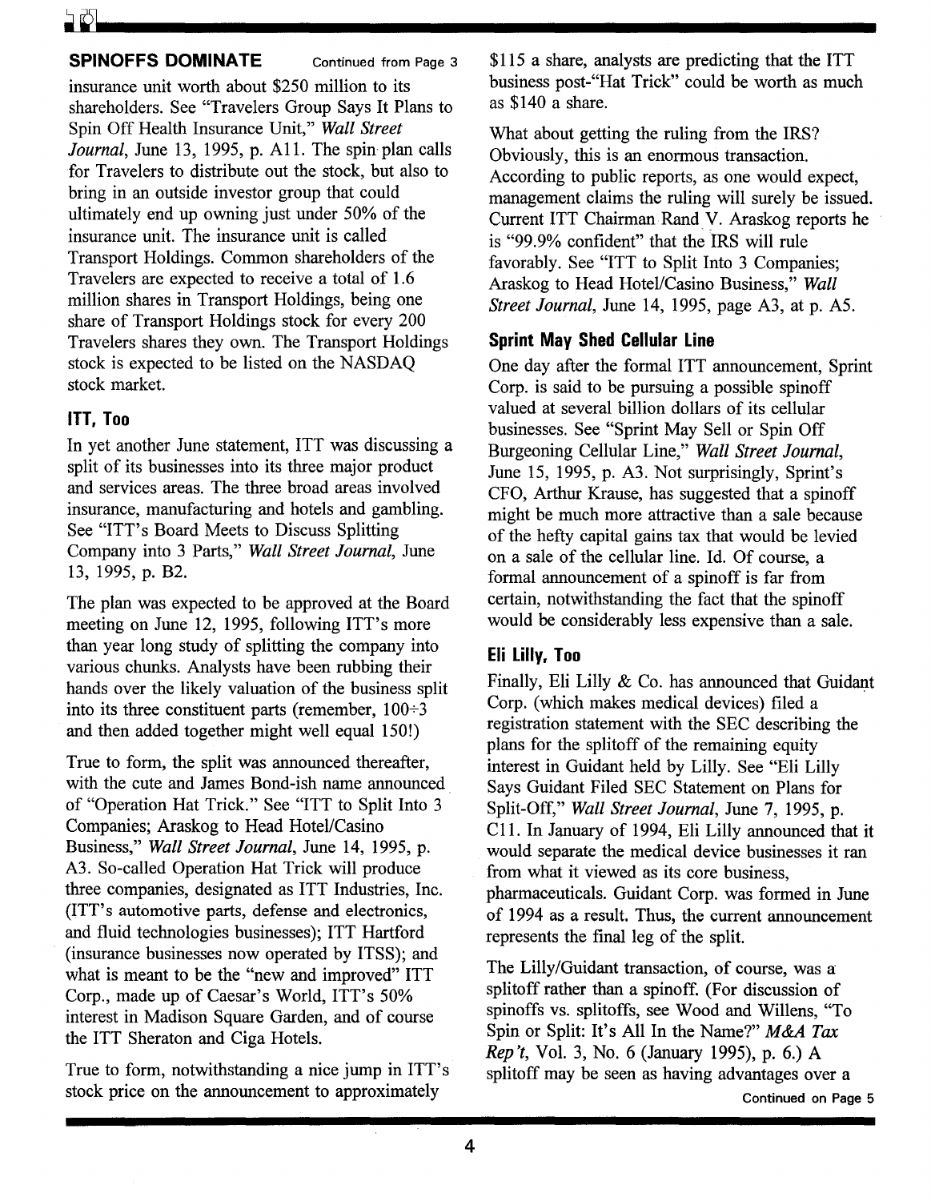**SPINOFFS DOMINATE** Continued from Page 3

insurance unit worth about $250 million to its shareholders. See "Travelers Group Says It Plans to Spin Off Health Insurance Unit," *Wall Street Journal*, June 13, 1995, p. A11. The spin plan calls for Travelers to distribute out the stock, but also to bring in an outside investor group that could ultimately end up owning just under 50% of the insurance unit. The insurance unit is called Transport Holdings. Common shareholders of the Travelers are expected to receive a total of 1.6 million shares in Transport Holdings, being one share of Transport Holdings stock for every 200 Travelers shares they own. The Transport Holdings stock is expected to be listed on the NASDAQ stock market.

## ITT, Too

In yet another June statement, ITT was discussing a split of its businesses into its three major product and services areas. The three broad areas involved insurance, manufacturing and hotels and gambling. See "ITT's Board Meets to Discuss Splitting Company into 3 Parts," *Wall Street Journal*, June 13, 1995, p. B2.

The plan was expected to be approved at the Board meeting on June 12, 1995, following ITT's more than year long study of splitting the company into various chunks. Analysts have been rubbing their hands over the likely valuation of the business split into its three constituent parts (remember, 100÷3 and then added together might well equal 150!)

True to form, the split was announced thereafter, with the cute and James Bond-ish name announced of "Operation Hat Trick." See "ITT to Split Into 3 Companies; Araskog to Head Hotel/Casino Business," *Wall Street Journal*, June 14, 1995, p. A3. So-called Operation Hat Trick will produce three companies, designated as ITT Industries, Inc. (ITT's automotive parts, defense and electronics, and fluid technologies businesses); ITT Hartford (insurance businesses now operated by ITSS); and what is meant to be the "new and improved" ITT Corp., made up of Caesar's World, ITT's 50% interest in Madison Square Garden, and of course the ITT Sheraton and Ciga Hotels.

True to form, notwithstanding a nice jump in ITT's stock price on the announcement to approximately $115 a share, analysts are predicting that the ITT business post-"Hat Trick" could be worth as much as $140 a share.

What about getting the ruling from the IRS? Obviously, this is an enormous transaction. According to public reports, as one would expect, management claims the ruling will surely be issued. Current ITT Chairman Rand V. Araskog reports he is "99.9% confident" that the IRS will rule favorably. See "ITT to Split Into 3 Companies; Araskog to Head Hotel/Casino Business," *Wall Street Journal*, June 14, 1995, page A3, at p. A5.

## Sprint May Shed Cellular Line

One day after the formal ITT announcement, Sprint Corp. is said to be pursuing a possible spinoff valued at several billion dollars of its cellular businesses. See "Sprint May Sell or Spin Off Burgeoning Cellular Line," *Wall Street Journal*, June 15, 1995, p. A3. Not surprisingly, Sprint's CFO, Arthur Krause, has suggested that a spinoff might be much more attractive than a sale because of the hefty capital gains tax that would be levied on a sale of the cellular line. Id. Of course, a formal announcement of a spinoff is far from certain, notwithstanding the fact that the spinoff would be considerably less expensive than a sale.

## Eli Lilly, Too

Finally, Eli Lilly & Co. has announced that Guidant Corp. (which makes medical devices) filed a registration statement with the SEC describing the plans for the splitoff of the remaining equity interest in Guidant held by Lilly. See "Eli Lilly Says Guidant Filed SEC Statement on Plans for Split-Off," *Wall Street Journal*, June 7, 1995, p. C11. In January of 1994, Eli Lilly announced that it would separate the medical device businesses it ran from what it viewed as its core business, pharmaceuticals. Guidant Corp. was formed in June of 1994 as a result. Thus, the current announcement represents the final leg of the split.

The Lilly/Guidant transaction, of course, was a splitoff rather than a spinoff. (For discussion of spinoffs vs. splitoffs, see Wood and Willens, "To Spin or Split: It's All In the Name?" *M&A Tax Rep't*, Vol. 3, No. 6 (January 1995), p. 6.) A splitoff may be seen as having advantages over a

Continued on Page 5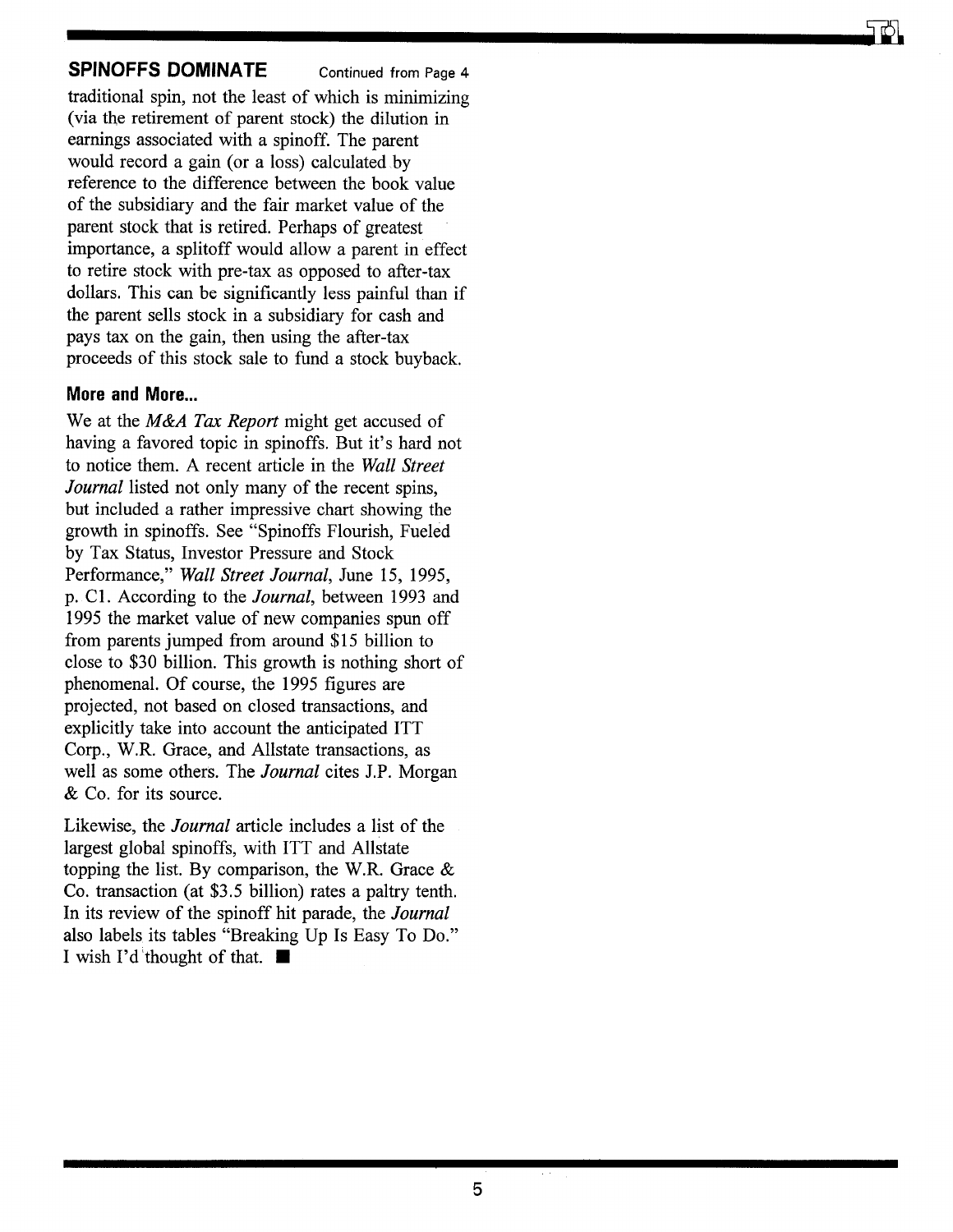## SPINOFFS DOMINATE

Continued from Page 4

traditional spin, not the least of which is minimizing (via the retirement of parent stock) the dilution in earnings associated with a spinoff. The parent would record a gain (or a loss) calculated by reference to the difference between the book value of the subsidiary and the fair market value of the parent stock that is retired. Perhaps of greatest importance, a splitoff would allow a parent in effect to retire stock with pre-tax as opposed to after-tax dollars. This can be significantly less painful than if the parent sells stock in a subsidiary for cash and pays tax on the gain, then using the after-tax proceeds of this stock sale to fund a stock buyback.

### More and More...

We at the *M&A Tax Report* might get accused of having a favored topic in spinoffs. But it's hard not to notice them. A recent article in the *Wall Street Journal* listed not only many of the recent spins, but included a rather impressive chart showing the growth in spinoffs. See "Spinoffs Flourish, Fueled by Tax Status, Investor Pressure and Stock Performance," *Wall Street Journal*, June 15, 1995, p. C1. According to the *Journal*, between 1993 and 1995 the market value of new companies spun off from parents jumped from around $15 billion to close to $30 billion. This growth is nothing short of phenomenal. Of course, the 1995 figures are projected, not based on closed transactions, and explicitly take into account the anticipated ITT Corp., W.R. Grace, and Allstate transactions, as well as some others. The *Journal* cites J.P. Morgan & Co. for its source.

Likewise, the *Journal* article includes a list of the largest global spinoffs, with ITT and Allstate topping the list. By comparison, the W.R. Grace & Co. transaction (at $3.5 billion) rates a paltry tenth. In its review of the spinoff hit parade, the *Journal* also labels its tables "Breaking Up Is Easy To Do." I wish I'd thought of that. ■